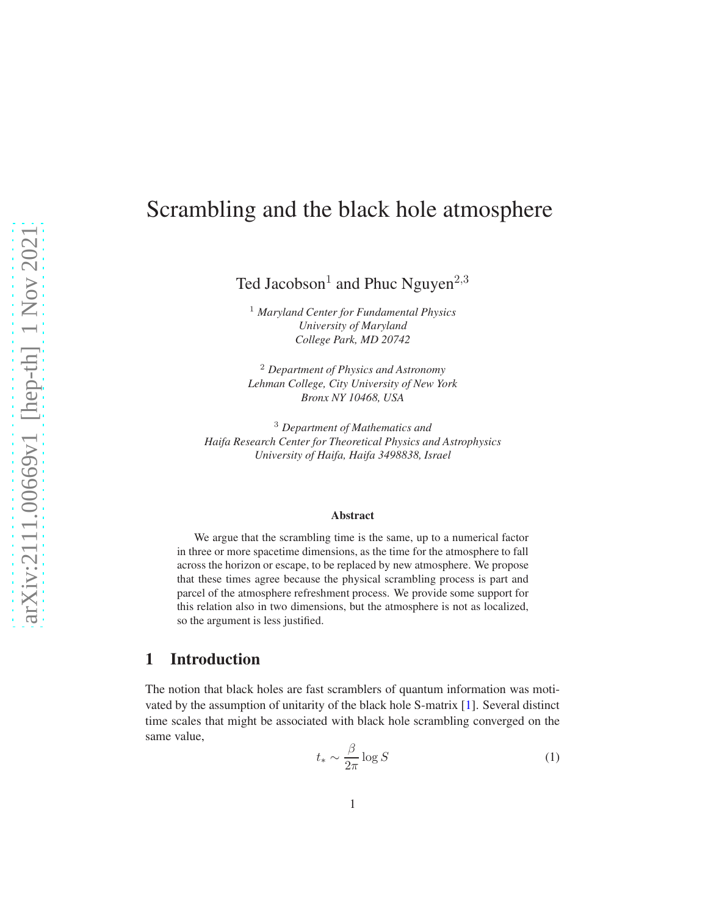# Scrambling and the black hole atmosphere

Ted Jacobson[1] and Phuc Nguyen[2,3]

[1] *Maryland Center for Fundamental Physics*
*University of Maryland*
*College Park, MD 20742*

[2] *Department of Physics and Astronomy*
*Lehman College, City University of New York*
*Bronx NY 10468, USA*

[3] *Department of Mathematics and*
*Haifa Research Center for Theoretical Physics and Astrophysics*
*University of Haifa, Haifa 3498838, Israel*

**Abstract**

We argue that the scrambling time is the same, up to a numerical factor in three or more spacetime dimensions, as the time for the atmosphere to fall across the horizon or escape, to be replaced by new atmosphere. We propose that these times agree because the physical scrambling process is part and parcel of the atmosphere refreshment process. We provide some support for this relation also in two dimensions, but the atmosphere is not as localized, so the argument is less justified.

## 1 Introduction

The notion that black holes are fast scramblers of quantum information was motivated by the assumption of unitarity of the black hole S-matrix [1]. Several distinct time scales that might be associated with black hole scrambling converged on the same value,

$$t_* \sim \frac{\beta}{2\pi} \log S \tag{1}$$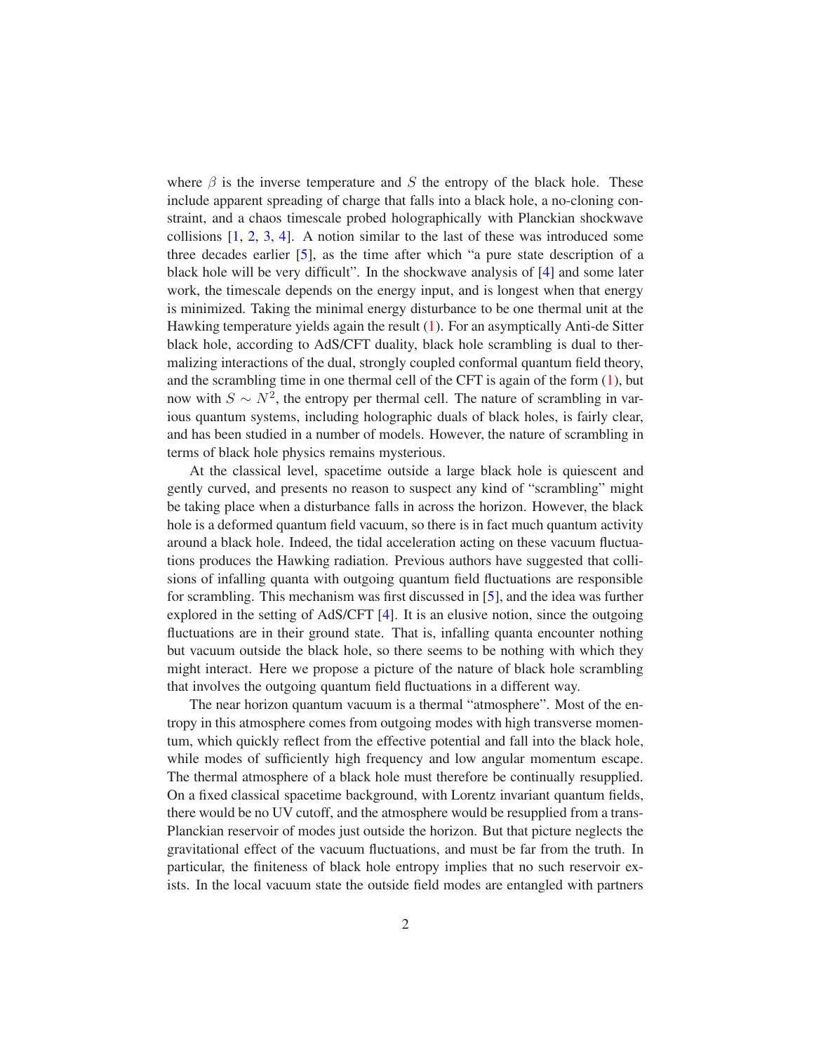where $\beta$ is the inverse temperature and $S$ the entropy of the black hole. These include apparent spreading of charge that falls into a black hole, a no-cloning constraint, and a chaos timescale probed holographically with Planckian shockwave collisions [1, 2, 3, 4]. A notion similar to the last of these was introduced some three decades earlier [5], as the time after which "a pure state description of a black hole will be very difficult". In the shockwave analysis of [4] and some later work, the timescale depends on the energy input, and is longest when that energy is minimized. Taking the minimal energy disturbance to be one thermal unit at the Hawking temperature yields again the result (1). For an asymptically Anti-de Sitter black hole, according to AdS/CFT duality, black hole scrambling is dual to thermalizing interactions of the dual, strongly coupled conformal quantum field theory, and the scrambling time in one thermal cell of the CFT is again of the form (1), but now with $S \sim N^2$, the entropy per thermal cell. The nature of scrambling in various quantum systems, including holographic duals of black holes, is fairly clear, and has been studied in a number of models. However, the nature of scrambling in terms of black hole physics remains mysterious.

At the classical level, spacetime outside a large black hole is quiescent and gently curved, and presents no reason to suspect any kind of "scrambling" might be taking place when a disturbance falls in across the horizon. However, the black hole is a deformed quantum field vacuum, so there is in fact much quantum activity around a black hole. Indeed, the tidal acceleration acting on these vacuum fluctuations produces the Hawking radiation. Previous authors have suggested that collisions of infalling quanta with outgoing quantum field fluctuations are responsible for scrambling. This mechanism was first discussed in [5], and the idea was further explored in the setting of AdS/CFT [4]. It is an elusive notion, since the outgoing fluctuations are in their ground state. That is, infalling quanta encounter nothing but vacuum outside the black hole, so there seems to be nothing with which they might interact. Here we propose a picture of the nature of black hole scrambling that involves the outgoing quantum field fluctuations in a different way.

The near horizon quantum vacuum is a thermal "atmosphere". Most of the entropy in this atmosphere comes from outgoing modes with high transverse momentum, which quickly reflect from the effective potential and fall into the black hole, while modes of sufficiently high frequency and low angular momentum escape. The thermal atmosphere of a black hole must therefore be continually resupplied. On a fixed classical spacetime background, with Lorentz invariant quantum fields, there would be no UV cutoff, and the atmosphere would be resupplied from a trans-Planckian reservoir of modes just outside the horizon. But that picture neglects the gravitational effect of the vacuum fluctuations, and must be far from the truth. In particular, the finiteness of black hole entropy implies that no such reservoir exists. In the local vacuum state the outside field modes are entangled with partners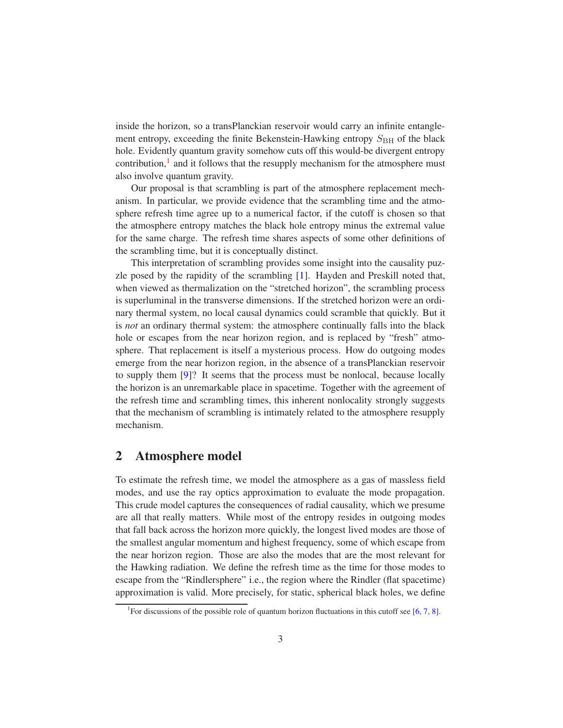inside the horizon, so a transPlanckian reservoir would carry an infinite entanglement entropy, exceeding the finite Bekenstein-Hawking entropy $S_{\rm BH}$ of the black hole. Evidently quantum gravity somehow cuts off this would-be divergent entropy contribution,[1] and it follows that the resupply mechanism for the atmosphere must also involve quantum gravity.

Our proposal is that scrambling is part of the atmosphere replacement mechanism. In particular, we provide evidence that the scrambling time and the atmosphere refresh time agree up to a numerical factor, if the cutoff is chosen so that the atmosphere entropy matches the black hole entropy minus the extremal value for the same charge. The refresh time shares aspects of some other definitions of the scrambling time, but it is conceptually distinct.

This interpretation of scrambling provides some insight into the causality puzzle posed by the rapidity of the scrambling [1]. Hayden and Preskill noted that, when viewed as thermalization on the "stretched horizon", the scrambling process is superluminal in the transverse dimensions. If the stretched horizon were an ordinary thermal system, no local causal dynamics could scramble that quickly. But it is *not* an ordinary thermal system: the atmosphere continually falls into the black hole or escapes from the near horizon region, and is replaced by "fresh" atmosphere. That replacement is itself a mysterious process. How do outgoing modes emerge from the near horizon region, in the absence of a transPlanckian reservoir to supply them [9]? It seems that the process must be nonlocal, because locally the horizon is an unremarkable place in spacetime. Together with the agreement of the refresh time and scrambling times, this inherent nonlocality strongly suggests that the mechanism of scrambling is intimately related to the atmosphere resupply mechanism.

## 2 Atmosphere model

To estimate the refresh time, we model the atmosphere as a gas of massless field modes, and use the ray optics approximation to evaluate the mode propagation. This crude model captures the consequences of radial causality, which we presume are all that really matters. While most of the entropy resides in outgoing modes that fall back across the horizon more quickly, the longest lived modes are those of the smallest angular momentum and highest frequency, some of which escape from the near horizon region. Those are also the modes that are the most relevant for the Hawking radiation. We define the refresh time as the time for those modes to escape from the "Rindlersphere" i.e., the region where the Rindler (flat spacetime) approximation is valid. More precisely, for static, spherical black holes, we define

[1] For discussions of the possible role of quantum horizon fluctuations in this cutoff see [6, 7, 8].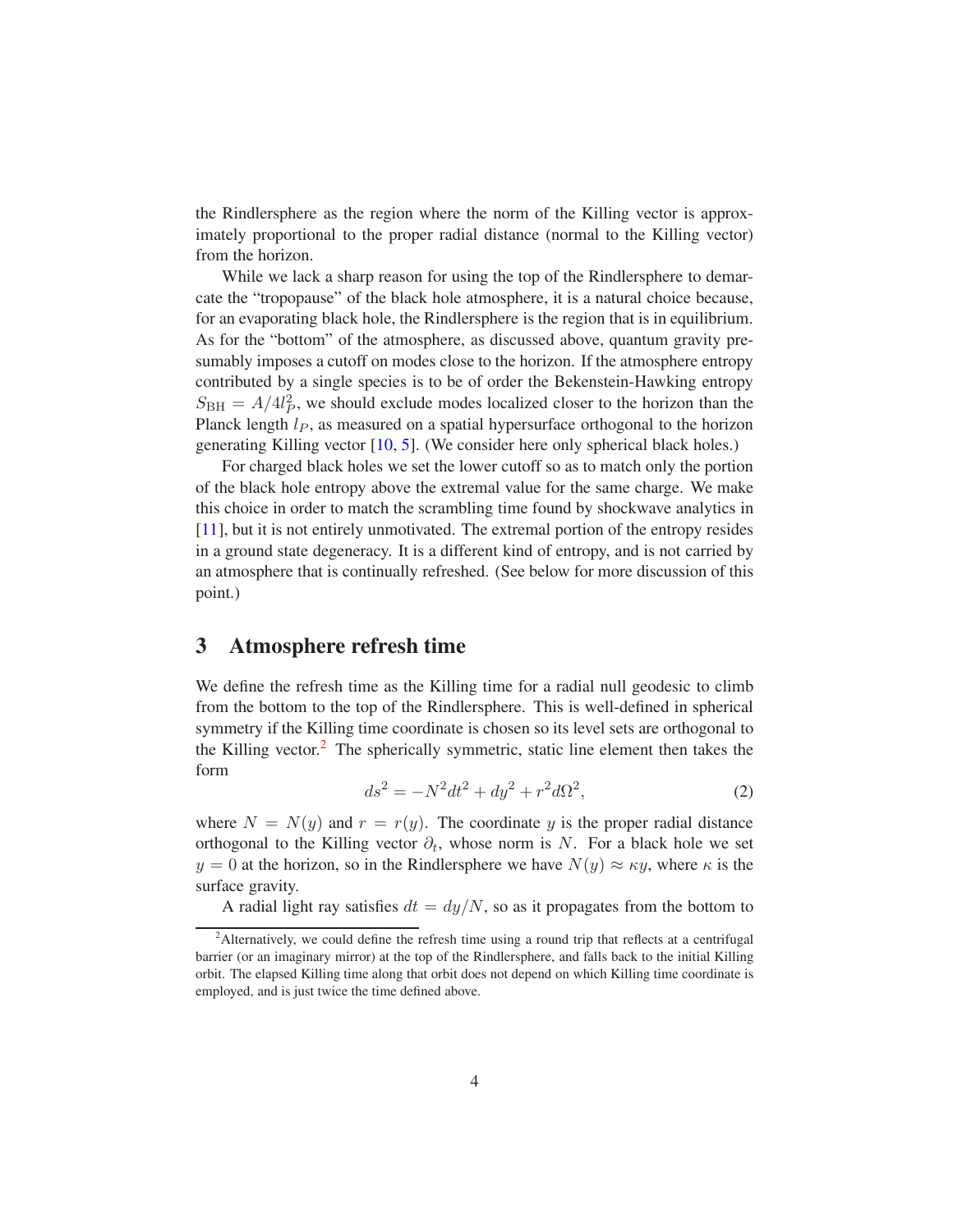the Rindlersphere as the region where the norm of the Killing vector is approximately proportional to the proper radial distance (normal to the Killing vector) from the horizon.

While we lack a sharp reason for using the top of the Rindlersphere to demarcate the "tropopause" of the black hole atmosphere, it is a natural choice because, for an evaporating black hole, the Rindlersphere is the region that is in equilibrium. As for the "bottom" of the atmosphere, as discussed above, quantum gravity presumably imposes a cutoff on modes close to the horizon. If the atmosphere entropy contributed by a single species is to be of order the Bekenstein-Hawking entropy $S_{\rm BH} = A/4l_P^2$, we should exclude modes localized closer to the horizon than the Planck length $l_P$, as measured on a spatial hypersurface orthogonal to the horizon generating Killing vector [10, 5]. (We consider here only spherical black holes.)

For charged black holes we set the lower cutoff so as to match only the portion of the black hole entropy above the extremal value for the same charge. We make this choice in order to match the scrambling time found by shockwave analytics in [11], but it is not entirely unmotivated. The extremal portion of the entropy resides in a ground state degeneracy. It is a different kind of entropy, and is not carried by an atmosphere that is continually refreshed. (See below for more discussion of this point.)

## 3 Atmosphere refresh time

We define the refresh time as the Killing time for a radial null geodesic to climb from the bottom to the top of the Rindlersphere. This is well-defined in spherical symmetry if the Killing time coordinate is chosen so its level sets are orthogonal to the Killing vector.[2] The spherically symmetric, static line element then takes the form

$$ds^2 = -N^2 dt^2 + dy^2 + r^2 d\Omega^2, \tag{2}$$

where $N = N(y)$ and $r = r(y)$. The coordinate $y$ is the proper radial distance orthogonal to the Killing vector $\partial_t$, whose norm is $N$. For a black hole we set $y = 0$ at the horizon, so in the Rindlersphere we have $N(y) \approx \kappa y$, where $\kappa$ is the surface gravity.

A radial light ray satisfies $dt = dy/N$, so as it propagates from the bottom to

[2] Alternatively, we could define the refresh time using a round trip that reflects at a centrifugal barrier (or an imaginary mirror) at the top of the Rindlersphere, and falls back to the initial Killing orbit. The elapsed Killing time along that orbit does not depend on which Killing time coordinate is employed, and is just twice the time defined above.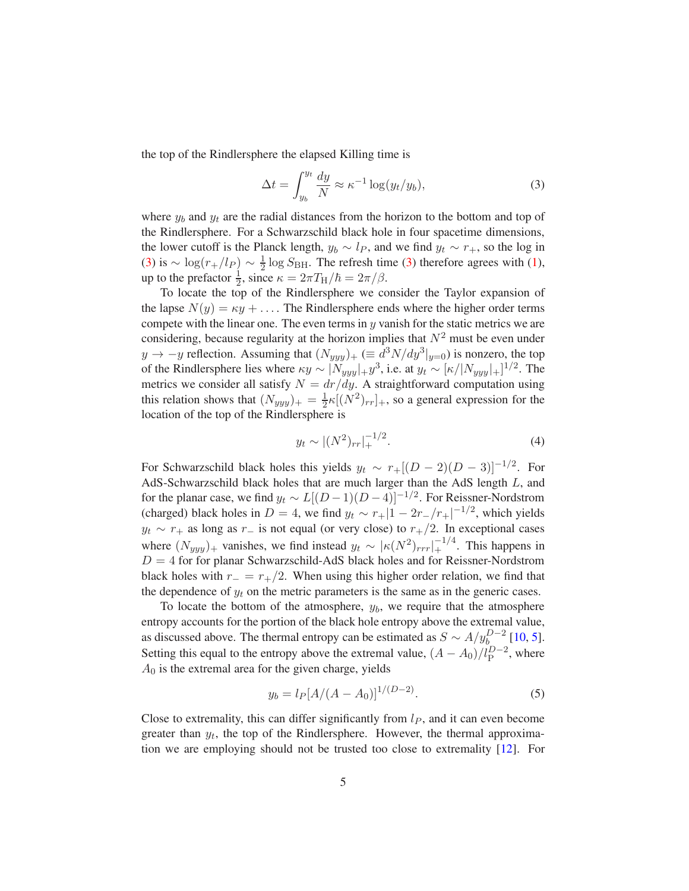the top of the Rindlersphere the elapsed Killing time is

$$\Delta t = \int_{y_b}^{y_t} \frac{dy}{N} \approx \kappa^{-1} \log(y_t/y_b), \tag{3}$$

where $y_b$ and $y_t$ are the radial distances from the horizon to the bottom and top of the Rindlersphere. For a Schwarzschild black hole in four spacetime dimensions, the lower cutoff is the Planck length, $y_b \sim l_P$, and we find $y_t \sim r_+$, so the log in (3) is $\sim \log(r_+/l_P) \sim \frac{1}{2}\log S_{\rm BH}$. The refresh time (3) therefore agrees with (1), up to the prefactor $\frac{1}{2}$, since $\kappa = 2\pi T_{\rm H}/\hbar = 2\pi/\beta$.

To locate the top of the Rindlersphere we consider the Taylor expansion of the lapse $N(y) = \kappa y + \ldots$. The Rindlersphere ends where the higher order terms compete with the linear one. The even terms in $y$ vanish for the static metrics we are considering, because regularity at the horizon implies that $N^2$ must be even under $y \to -y$ reflection. Assuming that $(N_{yyy})_+$ ($\equiv d^3N/dy^3|_{y=0}$) is nonzero, the top of the Rindlersphere lies where $\kappa y \sim |N_{yyy}|_+ y^3$, i.e. at $y_t \sim [\kappa/|N_{yyy}|_+]^{1/2}$. The metrics we consider all satisfy $N = dr/dy$. A straightforward computation using this relation shows that $(N_{yyy})_+ = \frac{1}{2}\kappa[(N^2)_{rr}]_+$, so a general expression for the location of the top of the Rindlersphere is

$$y_t \sim |(N^2)_{rr}|_+^{-1/2}. \tag{4}$$

For Schwarzschild black holes this yields $y_t \sim r_+[(D-2)(D-3)]^{-1/2}$. For AdS-Schwarzschild black holes that are much larger than the AdS length $L$, and for the planar case, we find $y_t \sim L[(D-1)(D-4)]^{-1/2}$. For Reissner-Nordstrom (charged) black holes in $D = 4$, we find $y_t \sim r_+|1 - 2r_-/r_+|^{-1/2}$, which yields $y_t \sim r_+$ as long as $r_-$ is not equal (or very close) to $r_+/2$. In exceptional cases where $(N_{yyy})_+$ vanishes, we find instead $y_t \sim |\kappa(N^2)_{rrr}|_+^{-1/4}$. This happens in $D = 4$ for for planar Schwarzschild-AdS black holes and for Reissner-Nordstrom black holes with $r_- = r_+/2$. When using this higher order relation, we find that the dependence of $y_t$ on the metric parameters is the same as in the generic cases.

To locate the bottom of the atmosphere, $y_b$, we require that the atmosphere entropy accounts for the portion of the black hole entropy above the extremal value, as discussed above. The thermal entropy can be estimated as $S \sim A/y_b^{D-2}$ [10, 5]. Setting this equal to the entropy above the extremal value, $(A - A_0)/l_{\rm P}^{D-2}$, where $A_0$ is the extremal area for the given charge, yields

$$y_b = l_P[A/(A - A_0)]^{1/(D-2)}. \tag{5}$$

Close to extremality, this can differ significantly from $l_P$, and it can even become greater than $y_t$, the top of the Rindlersphere. However, the thermal approximation we are employing should not be trusted too close to extremality [12]. For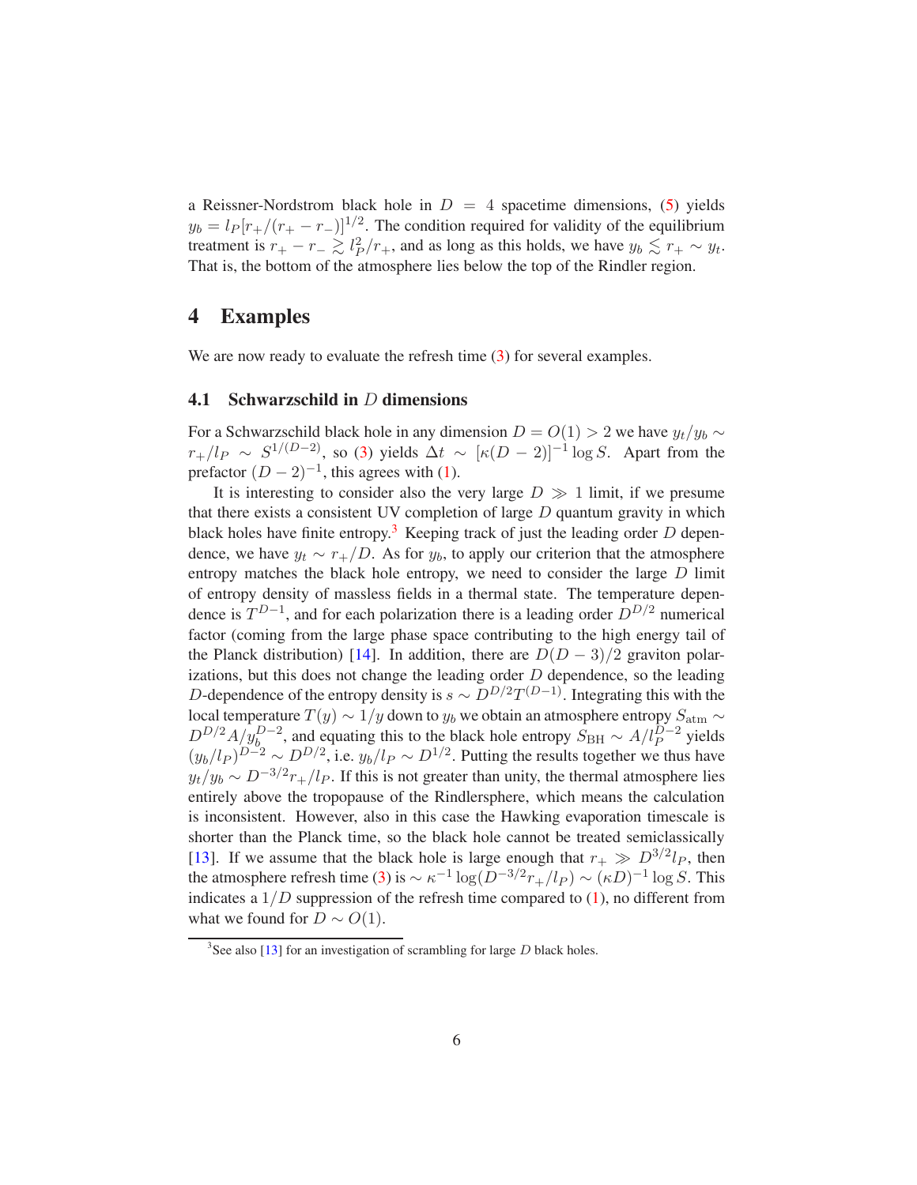a Reissner-Nordstrom black hole in $D = 4$ spacetime dimensions, (5) yields $y_b = l_P[r_+/(r_+ - r_-)]^{1/2}$. The condition required for validity of the equilibrium treatment is $r_+ - r_- \gtrsim l_P^2/r_+$, and as long as this holds, we have $y_b \lesssim r_+ \sim y_t$. That is, the bottom of the atmosphere lies below the top of the Rindler region.

## 4 Examples

We are now ready to evaluate the refresh time (3) for several examples.

### 4.1 Schwarzschild in $D$ dimensions

For a Schwarzschild black hole in any dimension $D = O(1) > 2$ we have $y_t/y_b \sim r_+/l_P \sim S^{1/(D-2)}$, so (3) yields $\Delta t \sim [\kappa(D-2)]^{-1}\log S$. Apart from the prefactor $(D-2)^{-1}$, this agrees with (1).

It is interesting to consider also the very large $D \gg 1$ limit, if we presume that there exists a consistent UV completion of large $D$ quantum gravity in which black holes have finite entropy.[3] Keeping track of just the leading order $D$ dependence, we have $y_t \sim r_+/D$. As for $y_b$, to apply our criterion that the atmosphere entropy matches the black hole entropy, we need to consider the large $D$ limit of entropy density of massless fields in a thermal state. The temperature dependence is $T^{D-1}$, and for each polarization there is a leading order $D^{D/2}$ numerical factor (coming from the large phase space contributing to the high energy tail of the Planck distribution) [14]. In addition, there are $D(D-3)/2$ graviton polarizations, but this does not change the leading order $D$ dependence, so the leading $D$-dependence of the entropy density is $s \sim D^{D/2}T^{(D-1)}$. Integrating this with the local temperature $T(y) \sim 1/y$ down to $y_b$ we obtain an atmosphere entropy $S_{\rm atm} \sim D^{D/2}A/y_b^{D-2}$, and equating this to the black hole entropy $S_{\rm BH} \sim A/l_P^{D-2}$ yields $(y_b/l_P)^{D-2} \sim D^{D/2}$, i.e. $y_b/l_P \sim D^{1/2}$. Putting the results together we thus have $y_t/y_b \sim D^{-3/2}r_+/l_P$. If this is not greater than unity, the thermal atmosphere lies entirely above the tropopause of the Rindlersphere, which means the calculation is inconsistent. However, also in this case the Hawking evaporation timescale is shorter than the Planck time, so the black hole cannot be treated semiclassically [13]. If we assume that the black hole is large enough that $r_+ \gg D^{3/2}l_P$, then the atmosphere refresh time (3) is $\sim \kappa^{-1}\log(D^{-3/2}r_+/l_P) \sim (\kappa D)^{-1}\log S$. This indicates a $1/D$ suppression of the refresh time compared to (1), no different from what we found for $D \sim O(1)$.

[3] See also [13] for an investigation of scrambling for large $D$ black holes.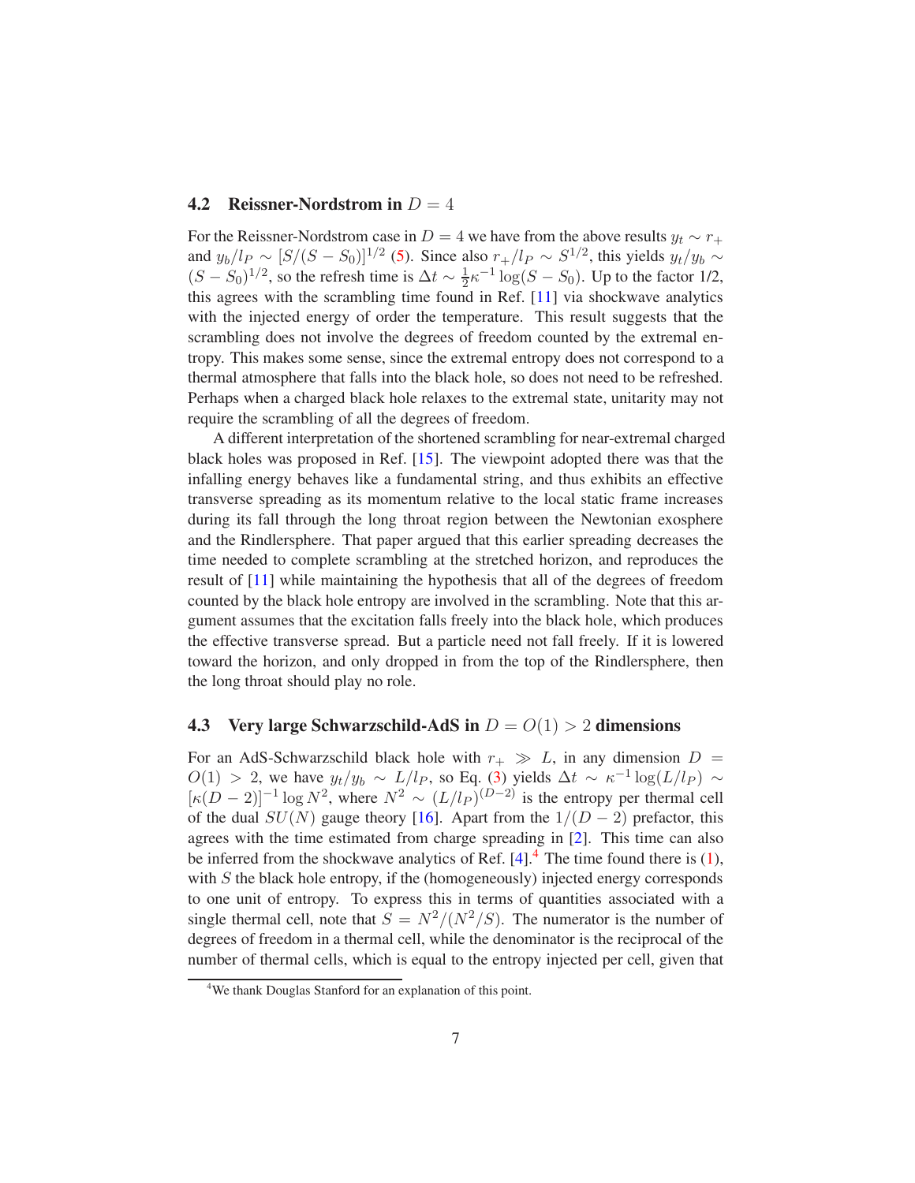### 4.2 Reissner-Nordstrom in $D = 4$

For the Reissner-Nordstrom case in $D = 4$ we have from the above results $y_t \sim r_+$ and $y_b/l_P \sim [S/(S - S_0)]^{1/2}$ (5). Since also $r_+/l_P \sim S^{1/2}$, this yields $y_t/y_b \sim (S - S_0)^{1/2}$, so the refresh time is $\Delta t \sim \frac{1}{2}\kappa^{-1} \log(S - S_0)$. Up to the factor 1/2, this agrees with the scrambling time found in Ref. [11] via shockwave analytics with the injected energy of order the temperature. This result suggests that the scrambling does not involve the degrees of freedom counted by the extremal entropy. This makes some sense, since the extremal entropy does not correspond to a thermal atmosphere that falls into the black hole, so does not need to be refreshed. Perhaps when a charged black hole relaxes to the extremal state, unitarity may not require the scrambling of all the degrees of freedom.

A different interpretation of the shortened scrambling for near-extremal charged black holes was proposed in Ref. [15]. The viewpoint adopted there was that the infalling energy behaves like a fundamental string, and thus exhibits an effective transverse spreading as its momentum relative to the local static frame increases during its fall through the long throat region between the Newtonian exosphere and the Rindlersphere. That paper argued that this earlier spreading decreases the time needed to complete scrambling at the stretched horizon, and reproduces the result of [11] while maintaining the hypothesis that all of the degrees of freedom counted by the black hole entropy are involved in the scrambling. Note that this argument assumes that the excitation falls freely into the black hole, which produces the effective transverse spread. But a particle need not fall freely. If it is lowered toward the horizon, and only dropped in from the top of the Rindlersphere, then the long throat should play no role.

### 4.3 Very large Schwarzschild-AdS in $D = O(1) > 2$ dimensions

For an AdS-Schwarzschild black hole with $r_+ \gg L$, in any dimension $D = O(1) > 2$, we have $y_t/y_b \sim L/l_P$, so Eq. (3) yields $\Delta t \sim \kappa^{-1} \log(L/l_P) \sim [\kappa(D-2)]^{-1} \log N^2$, where $N^2 \sim (L/l_P)^{(D-2)}$ is the entropy per thermal cell of the dual $SU(N)$ gauge theory [16]. Apart from the $1/(D-2)$ prefactor, this agrees with the time estimated from charge spreading in [2]. This time can also be inferred from the shockwave analytics of Ref. [4].[4] The time found there is (1), with $S$ the black hole entropy, if the (homogeneously) injected energy corresponds to one unit of entropy. To express this in terms of quantities associated with a single thermal cell, note that $S = N^2/(N^2/S)$. The numerator is the number of degrees of freedom in a thermal cell, while the denominator is the reciprocal of the number of thermal cells, which is equal to the entropy injected per cell, given that

[4] We thank Douglas Stanford for an explanation of this point.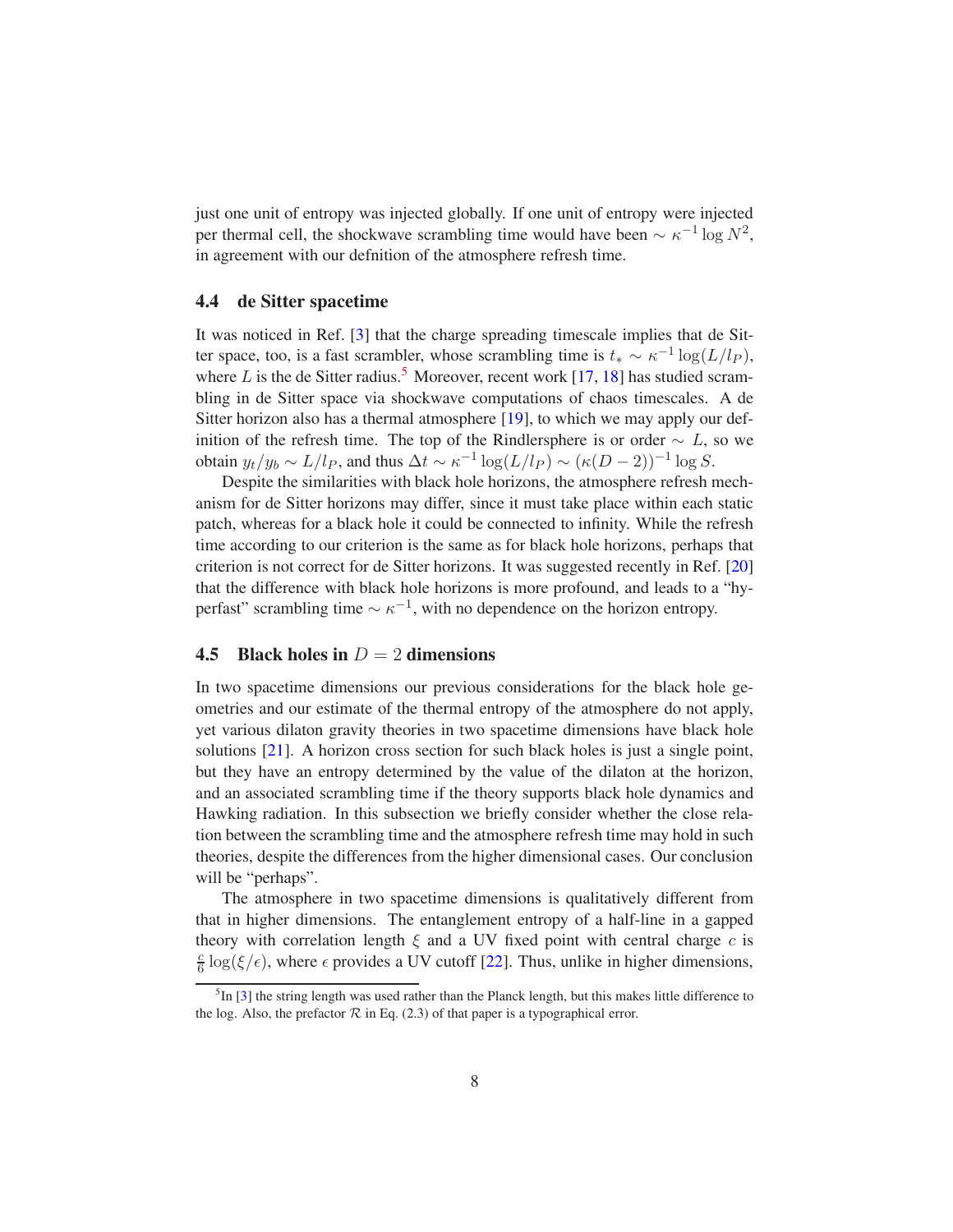just one unit of entropy was injected globally. If one unit of entropy were injected per thermal cell, the shockwave scrambling time would have been $\sim \kappa^{-1} \log N^2$, in agreement with our defnition of the atmosphere refresh time.

### 4.4 de Sitter spacetime

It was noticed in Ref. [3] that the charge spreading timescale implies that de Sitter space, too, is a fast scrambler, whose scrambling time is $t_* \sim \kappa^{-1} \log(L/l_P)$, where $L$ is the de Sitter radius.[5] Moreover, recent work [17, 18] has studied scrambling in de Sitter space via shockwave computations of chaos timescales. A de Sitter horizon also has a thermal atmosphere [19], to which we may apply our definition of the refresh time. The top of the Rindlersphere is or order $\sim L$, so we obtain $y_t/y_b \sim L/l_P$, and thus $\Delta t \sim \kappa^{-1} \log(L/l_P) \sim (\kappa(D-2))^{-1} \log S$.

Despite the similarities with black hole horizons, the atmosphere refresh mechanism for de Sitter horizons may differ, since it must take place within each static patch, whereas for a black hole it could be connected to infinity. While the refresh time according to our criterion is the same as for black hole horizons, perhaps that criterion is not correct for de Sitter horizons. It was suggested recently in Ref. [20] that the difference with black hole horizons is more profound, and leads to a "hyperfast" scrambling time $\sim \kappa^{-1}$, with no dependence on the horizon entropy.

### 4.5 Black holes in $D = 2$ dimensions

In two spacetime dimensions our previous considerations for the black hole geometries and our estimate of the thermal entropy of the atmosphere do not apply, yet various dilaton gravity theories in two spacetime dimensions have black hole solutions [21]. A horizon cross section for such black holes is just a single point, but they have an entropy determined by the value of the dilaton at the horizon, and an associated scrambling time if the theory supports black hole dynamics and Hawking radiation. In this subsection we briefly consider whether the close relation between the scrambling time and the atmosphere refresh time may hold in such theories, despite the differences from the higher dimensional cases. Our conclusion will be "perhaps".

The atmosphere in two spacetime dimensions is qualitatively different from that in higher dimensions. The entanglement entropy of a half-line in a gapped theory with correlation length $\xi$ and a UV fixed point with central charge $c$ is $\frac{c}{6} \log(\xi/\epsilon)$, where $\epsilon$ provides a UV cutoff [22]. Thus, unlike in higher dimensions,

[5] In [3] the string length was used rather than the Planck length, but this makes little difference to the log. Also, the prefactor $\mathcal{R}$ in Eq. (2.3) of that paper is a typographical error.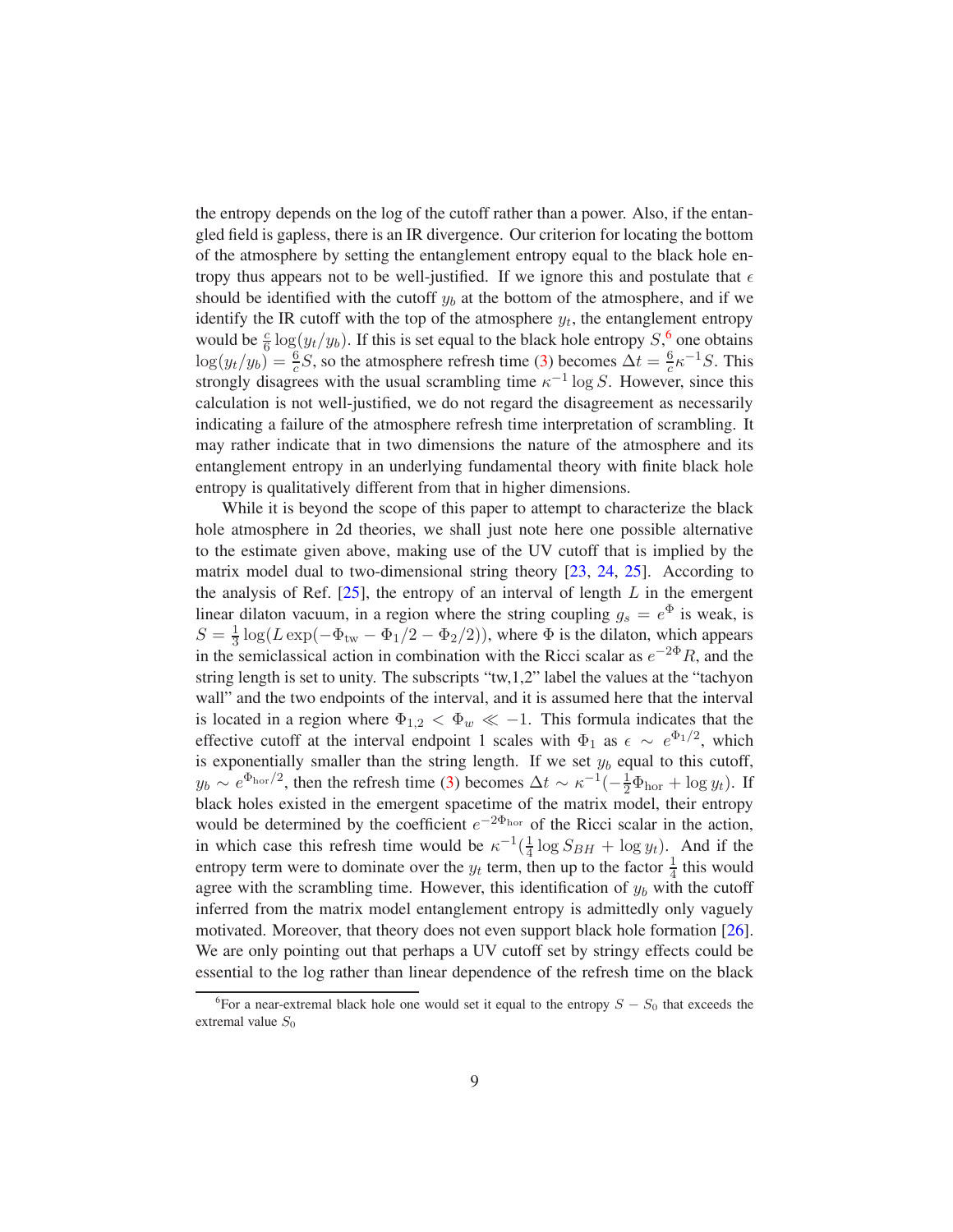the entropy depends on the log of the cutoff rather than a power. Also, if the entangled field is gapless, there is an IR divergence. Our criterion for locating the bottom of the atmosphere by setting the entanglement entropy equal to the black hole entropy thus appears not to be well-justified. If we ignore this and postulate that $\epsilon$ should be identified with the cutoff $y_b$ at the bottom of the atmosphere, and if we identify the IR cutoff with the top of the atmosphere $y_t$, the entanglement entropy would be $\frac{c}{6}\log(y_t/y_b)$. If this is set equal to the black hole entropy $S$,[6] one obtains $\log(y_t/y_b) = \frac{6}{c}S$, so the atmosphere refresh time (3) becomes $\Delta t = \frac{6}{c}\kappa^{-1}S$. This strongly disagrees with the usual scrambling time $\kappa^{-1}\log S$. However, since this calculation is not well-justified, we do not regard the disagreement as necessarily indicating a failure of the atmosphere refresh time interpretation of scrambling. It may rather indicate that in two dimensions the nature of the atmosphere and its entanglement entropy in an underlying fundamental theory with finite black hole entropy is qualitatively different from that in higher dimensions.

While it is beyond the scope of this paper to attempt to characterize the black hole atmosphere in 2d theories, we shall just note here one possible alternative to the estimate given above, making use of the UV cutoff that is implied by the matrix model dual to two-dimensional string theory [23, 24, 25]. According to the analysis of Ref. [25], the entropy of an interval of length $L$ in the emergent linear dilaton vacuum, in a region where the string coupling $g_s = e^{\Phi}$ is weak, is $S = \frac{1}{3}\log(L\exp(-\Phi_{\rm tw} - \Phi_1/2 - \Phi_2/2))$, where $\Phi$ is the dilaton, which appears in the semiclassical action in combination with the Ricci scalar as $e^{-2\Phi}R$, and the string length is set to unity. The subscripts "tw,1,2" label the values at the "tachyon wall" and the two endpoints of the interval, and it is assumed here that the interval is located in a region where $\Phi_{1,2} < \Phi_w \ll -1$. This formula indicates that the effective cutoff at the interval endpoint 1 scales with $\Phi_1$ as $\epsilon \sim e^{\Phi_1/2}$, which is exponentially smaller than the string length. If we set $y_b$ equal to this cutoff, $y_b \sim e^{\Phi_{\rm hor}/2}$, then the refresh time (3) becomes $\Delta t \sim \kappa^{-1}(-\frac{1}{2}\Phi_{\rm hor} + \log y_t)$. If black holes existed in the emergent spacetime of the matrix model, their entropy would be determined by the coefficient $e^{-2\Phi_{\rm hor}}$ of the Ricci scalar in the action, in which case this refresh time would be $\kappa^{-1}(\frac{1}{4}\log S_{BH} + \log y_t)$. And if the entropy term were to dominate over the $y_t$ term, then up to the factor $\frac{1}{4}$ this would agree with the scrambling time. However, this identification of $y_b$ with the cutoff inferred from the matrix model entanglement entropy is admittedly only vaguely motivated. Moreover, that theory does not even support black hole formation [26]. We are only pointing out that perhaps a UV cutoff set by stringy effects could be essential to the log rather than linear dependence of the refresh time on the black

[6] For a near-extremal black hole one would set it equal to the entropy $S - S_0$ that exceeds the extremal value $S_0$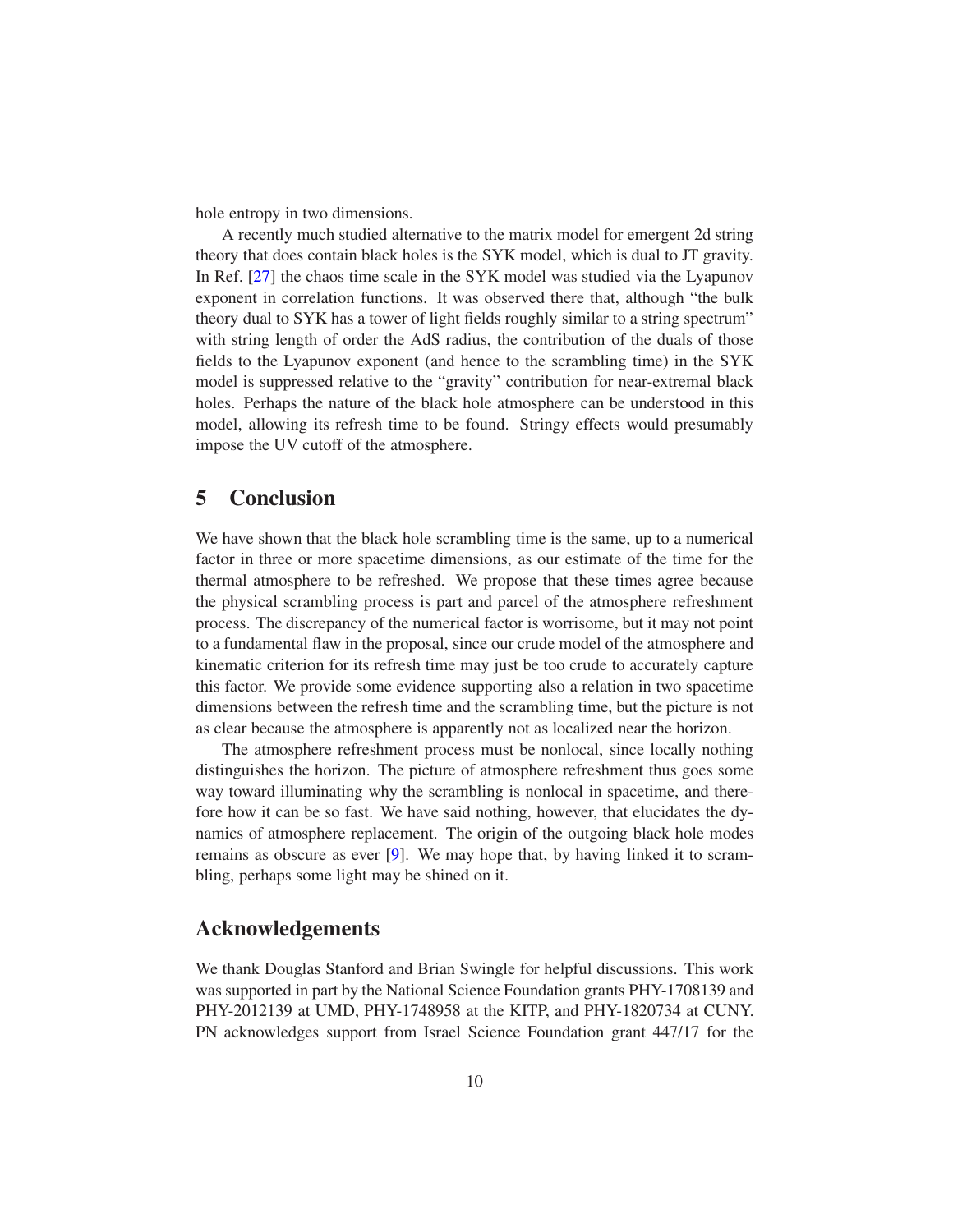hole entropy in two dimensions.

A recently much studied alternative to the matrix model for emergent 2d string theory that does contain black holes is the SYK model, which is dual to JT gravity. In Ref. [27] the chaos time scale in the SYK model was studied via the Lyapunov exponent in correlation functions. It was observed there that, although "the bulk theory dual to SYK has a tower of light fields roughly similar to a string spectrum" with string length of order the AdS radius, the contribution of the duals of those fields to the Lyapunov exponent (and hence to the scrambling time) in the SYK model is suppressed relative to the "gravity" contribution for near-extremal black holes. Perhaps the nature of the black hole atmosphere can be understood in this model, allowing its refresh time to be found. Stringy effects would presumably impose the UV cutoff of the atmosphere.

## 5 Conclusion

We have shown that the black hole scrambling time is the same, up to a numerical factor in three or more spacetime dimensions, as our estimate of the time for the thermal atmosphere to be refreshed. We propose that these times agree because the physical scrambling process is part and parcel of the atmosphere refreshment process. The discrepancy of the numerical factor is worrisome, but it may not point to a fundamental flaw in the proposal, since our crude model of the atmosphere and kinematic criterion for its refresh time may just be too crude to accurately capture this factor. We provide some evidence supporting also a relation in two spacetime dimensions between the refresh time and the scrambling time, but the picture is not as clear because the atmosphere is apparently not as localized near the horizon.

The atmosphere refreshment process must be nonlocal, since locally nothing distinguishes the horizon. The picture of atmosphere refreshment thus goes some way toward illuminating why the scrambling is nonlocal in spacetime, and therefore how it can be so fast. We have said nothing, however, that elucidates the dynamics of atmosphere replacement. The origin of the outgoing black hole modes remains as obscure as ever [9]. We may hope that, by having linked it to scrambling, perhaps some light may be shined on it.

## Acknowledgements

We thank Douglas Stanford and Brian Swingle for helpful discussions. This work was supported in part by the National Science Foundation grants PHY-1708139 and PHY-2012139 at UMD, PHY-1748958 at the KITP, and PHY-1820734 at CUNY. PN acknowledges support from Israel Science Foundation grant 447/17 for the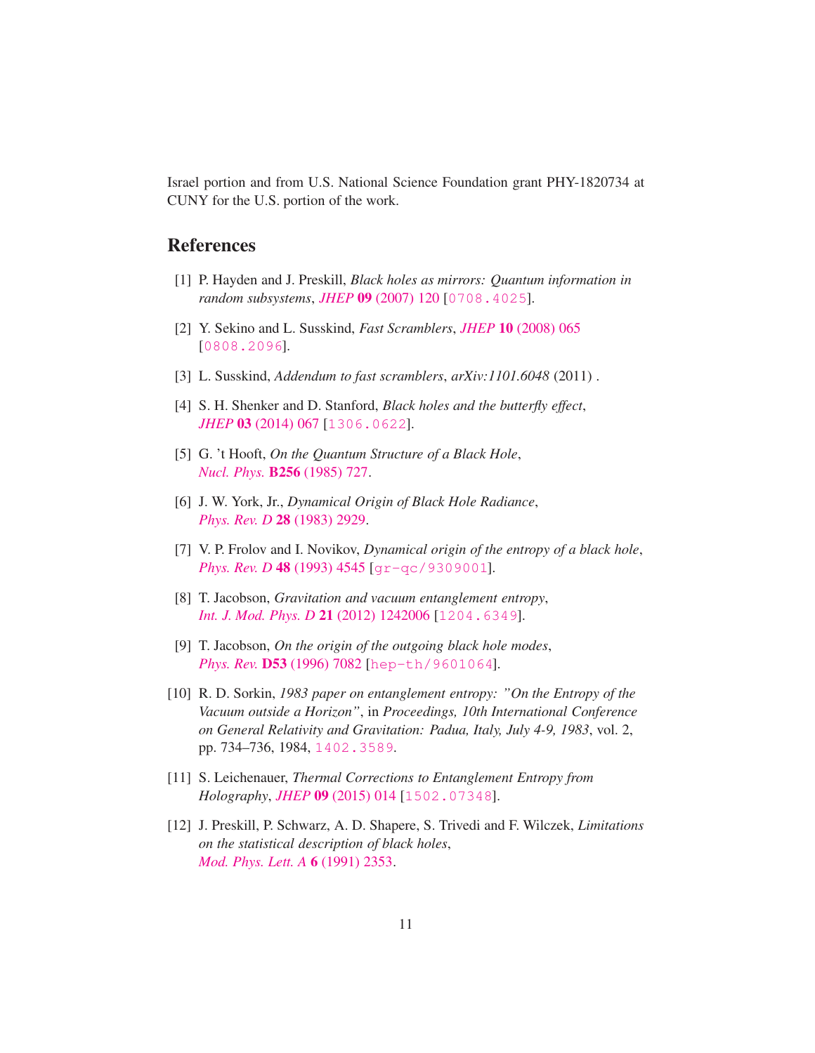Israel portion and from U.S. National Science Foundation grant PHY-1820734 at CUNY for the U.S. portion of the work.

## References

[1] P. Hayden and J. Preskill, *Black holes as mirrors: Quantum information in random subsystems*, *JHEP* **09** (2007) 120 [0708.4025].

[2] Y. Sekino and L. Susskind, *Fast Scramblers*, *JHEP* **10** (2008) 065 [0808.2096].

[3] L. Susskind, *Addendum to fast scramblers*, *arXiv:1101.6048* (2011) .

[4] S. H. Shenker and D. Stanford, *Black holes and the butterfly effect*, *JHEP* **03** (2014) 067 [1306.0622].

[5] G. 't Hooft, *On the Quantum Structure of a Black Hole*, *Nucl. Phys.* **B256** (1985) 727.

[6] J. W. York, Jr., *Dynamical Origin of Black Hole Radiance*, *Phys. Rev. D* **28** (1983) 2929.

[7] V. P. Frolov and I. Novikov, *Dynamical origin of the entropy of a black hole*, *Phys. Rev. D* **48** (1993) 4545 [gr-qc/9309001].

[8] T. Jacobson, *Gravitation and vacuum entanglement entropy*, *Int. J. Mod. Phys. D* **21** (2012) 1242006 [1204.6349].

[9] T. Jacobson, *On the origin of the outgoing black hole modes*, *Phys. Rev.* **D53** (1996) 7082 [hep-th/9601064].

[10] R. D. Sorkin, *1983 paper on entanglement entropy: "On the Entropy of the Vacuum outside a Horizon"*, in *Proceedings, 10th International Conference on General Relativity and Gravitation: Padua, Italy, July 4-9, 1983*, vol. 2, pp. 734–736, 1984, 1402.3589.

[11] S. Leichenauer, *Thermal Corrections to Entanglement Entropy from Holography*, *JHEP* **09** (2015) 014 [1502.07348].

[12] J. Preskill, P. Schwarz, A. D. Shapere, S. Trivedi and F. Wilczek, *Limitations on the statistical description of black holes*, *Mod. Phys. Lett. A* **6** (1991) 2353.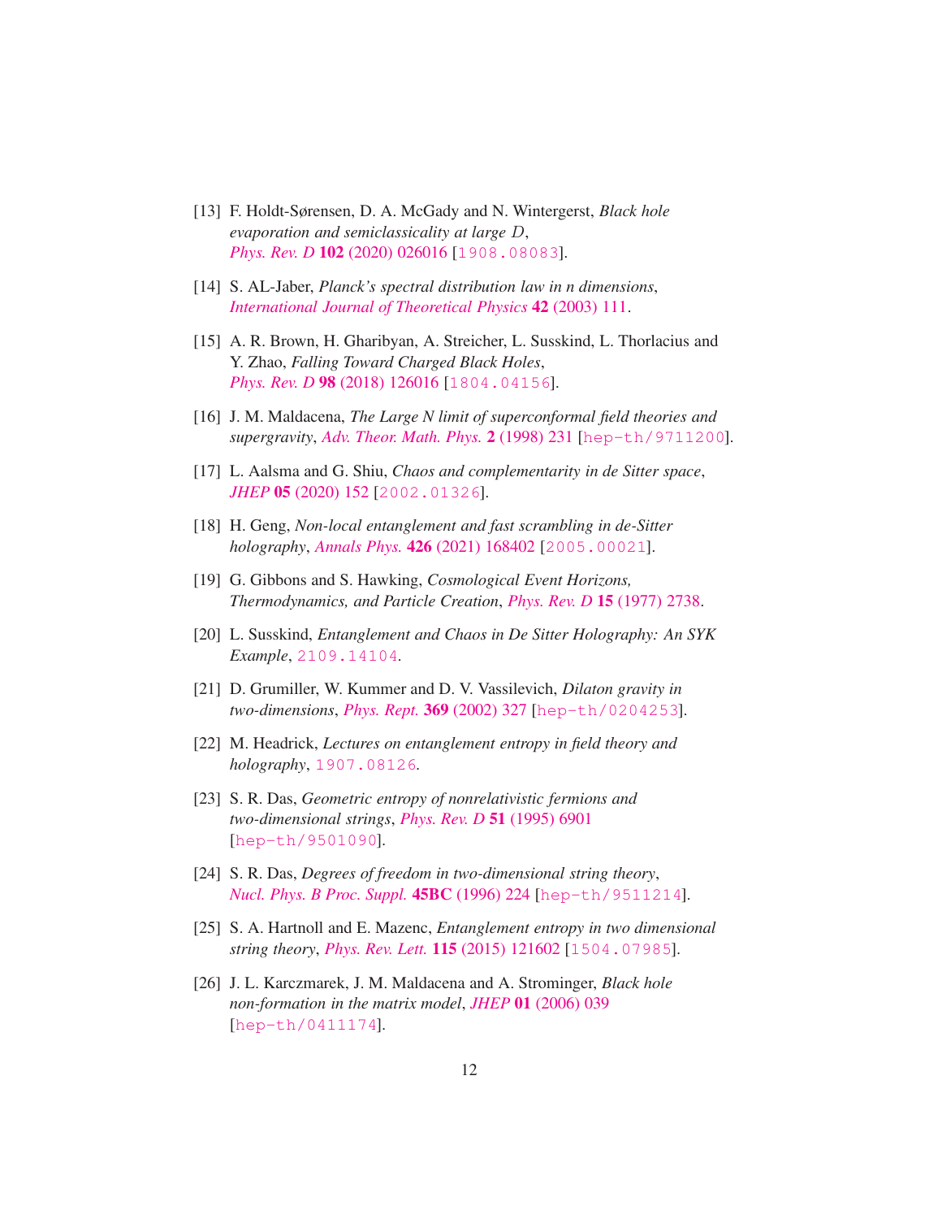[13] F. Holdt-Sørensen, D. A. McGady and N. Wintergerst, *Black hole evaporation and semiclassicality at large $D$*, *Phys. Rev. D* **102** (2020) 026016 [1908.08083].

[14] S. AL-Jaber, *Planck's spectral distribution law in n dimensions*, *International Journal of Theoretical Physics* **42** (2003) 111.

[15] A. R. Brown, H. Gharibyan, A. Streicher, L. Susskind, L. Thorlacius and Y. Zhao, *Falling Toward Charged Black Holes*, *Phys. Rev. D* **98** (2018) 126016 [1804.04156].

[16] J. M. Maldacena, *The Large N limit of superconformal field theories and supergravity*, *Adv. Theor. Math. Phys.* **2** (1998) 231 [hep-th/9711200].

[17] L. Aalsma and G. Shiu, *Chaos and complementarity in de Sitter space*, *JHEP* **05** (2020) 152 [2002.01326].

[18] H. Geng, *Non-local entanglement and fast scrambling in de-Sitter holography*, *Annals Phys.* **426** (2021) 168402 [2005.00021].

[19] G. Gibbons and S. Hawking, *Cosmological Event Horizons, Thermodynamics, and Particle Creation*, *Phys. Rev. D* **15** (1977) 2738.

[20] L. Susskind, *Entanglement and Chaos in De Sitter Holography: An SYK Example*, 2109.14104.

[21] D. Grumiller, W. Kummer and D. V. Vassilevich, *Dilaton gravity in two-dimensions*, *Phys. Rept.* **369** (2002) 327 [hep-th/0204253].

[22] M. Headrick, *Lectures on entanglement entropy in field theory and holography*, 1907.08126.

[23] S. R. Das, *Geometric entropy of nonrelativistic fermions and two-dimensional strings*, *Phys. Rev. D* **51** (1995) 6901 [hep-th/9501090].

[24] S. R. Das, *Degrees of freedom in two-dimensional string theory*, *Nucl. Phys. B Proc. Suppl.* **45BC** (1996) 224 [hep-th/9511214].

[25] S. A. Hartnoll and E. Mazenc, *Entanglement entropy in two dimensional string theory*, *Phys. Rev. Lett.* **115** (2015) 121602 [1504.07985].

[26] J. L. Karczmarek, J. M. Maldacena and A. Strominger, *Black hole non-formation in the matrix model*, *JHEP* **01** (2006) 039 [hep-th/0411174].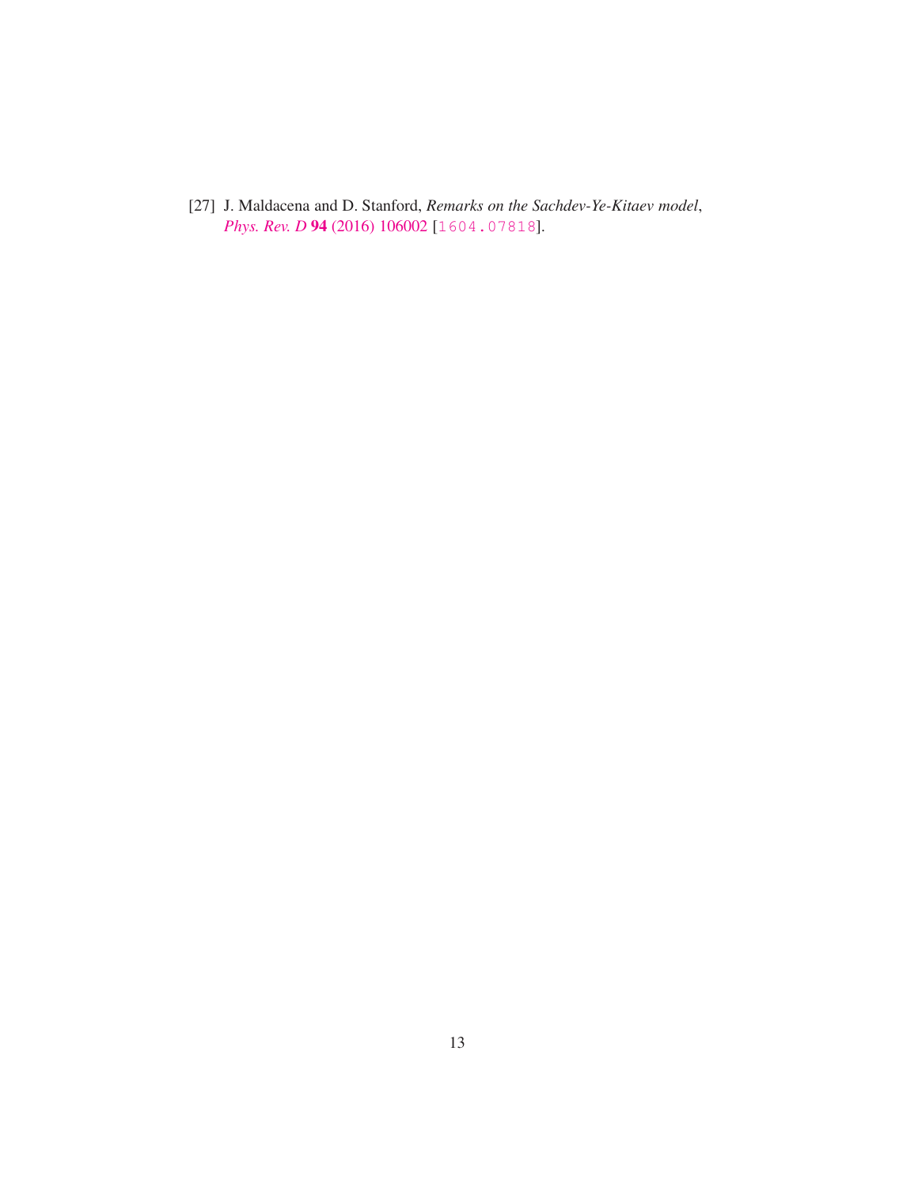[27] J. Maldacena and D. Stanford, *Remarks on the Sachdev-Ye-Kitaev model*, *Phys. Rev. D* **94** (2016) 106002 [1604.07818].